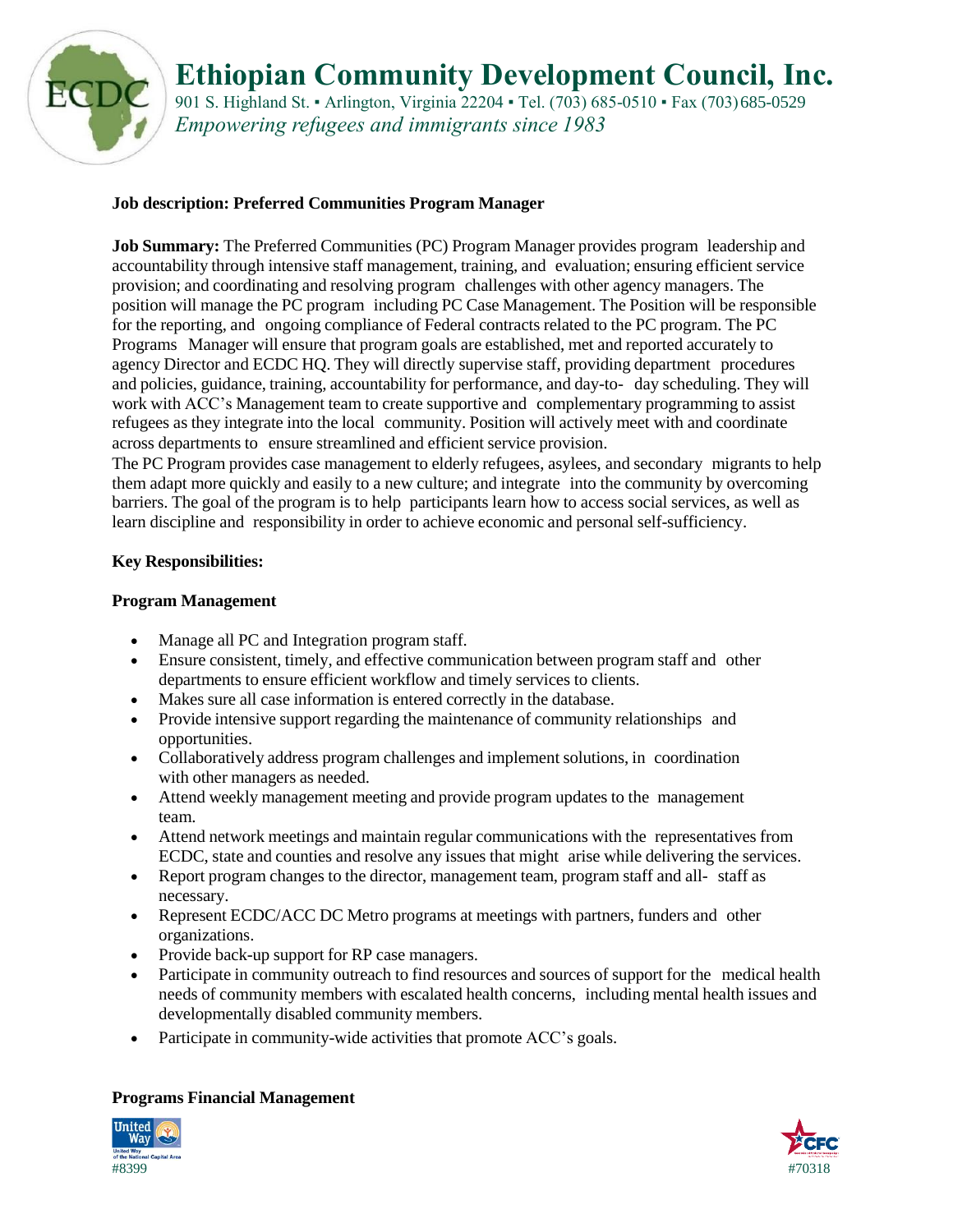# Ethiopian Community Development Council, Inc.

901 S. Highland St. ▪ Arlington, Virginia 22204 ▪ Tel. (703) 685-0510 ▪ Fax (703) 685-0529

*Empowering refugees and immigrants since 1983*

**Job description: Preferred Communities Program Manager**

**Job Summary:** The Preferred Communities (PC) Program Manager provides program leadership and accountability through intensive staff management, training, and evaluation; ensuring efficient service provision; and coordinating and resolving program challenges with other agency managers. The position will manage the PC program including PC Case Management. The Position will be responsible for the reporting, and ongoing compliance of Federal contracts related to the PC program. The PC Programs Manager will ensure that program goals are established, met and reported accurately to agency Director and ECDC HQ. They will directly supervise staff, providing department procedures and policies, guidance, training, accountability for performance, and day-to- day scheduling. They will work with ACC's Management team to create supportive and complementary programming to assist refugees as they integrate into the local community. Position will actively meet with and coordinate across departments to ensure streamlined and efficient service provision.

The PC Program provides case management to elderly refugees, asylees, and secondary migrants to help them adapt more quickly and easily to a new culture; and integrate into the community by overcoming barriers. The goal of the program is to help participants learn how to access social services, as well as learn discipline and responsibility in order to achieve economic and personal self-sufficiency.

**Key Responsibilities:**

**Program Management**

- Manage all PC and Integration program staff.
- Ensure consistent, timely, and effective communication between program staff and other departments to ensure efficient workflow and timely services to clients.
- Makes sure all case information is entered correctly in the database.
- Provide intensive support regarding the maintenance of community relationships and opportunities.
- Collaboratively address program challenges and implement solutions, in coordination with other managers as needed.
- Attend weekly management meeting and provide program updates to the management team.
- Attend network meetings and maintain regular communications with the representatives from ECDC, state and counties and resolve any issues that might arise while delivering the services.
- Report program changes to the director, management team, program staff and all- staff as necessary.
- Represent ECDC/ACC DC Metro programs at meetings with partners, funders and other organizations.
- Provide back-up support for RP case managers.
- Participate in community outreach to find resources and sources of support for the medical health needs of community members with escalated health concerns, including mental health issues and developmentally disabled community members.
- Participate in community-wide activities that promote ACC's goals.

**Programs Financial Management**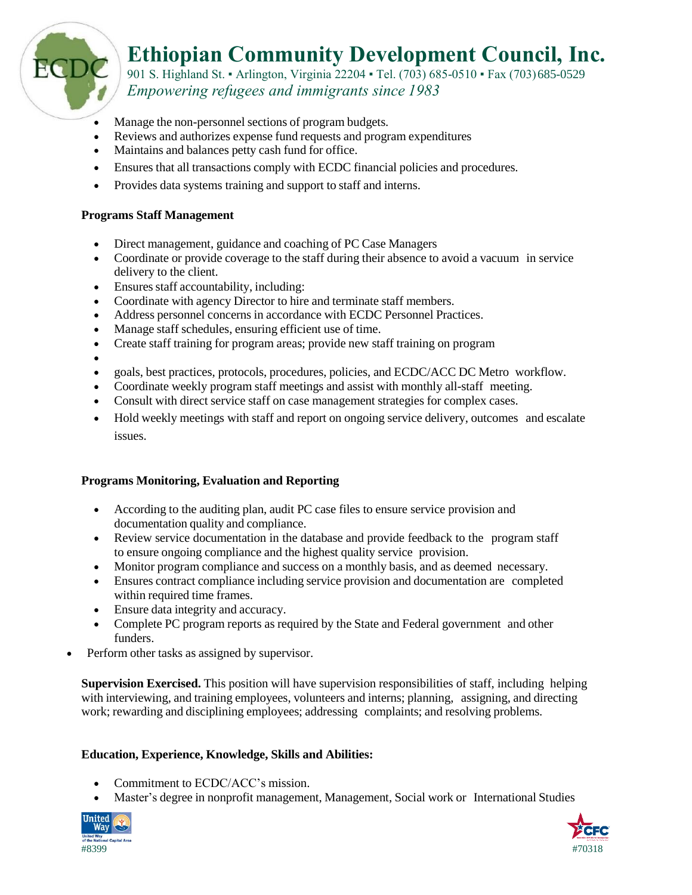- Manage the non-personnel sections of program budgets.
- Reviews and authorizes expense fund requests and program expenditures
- Maintains and balances petty cash fund for office.
- Ensures that all transactions comply with ECDC financial policies and procedures.
- Provides data systems training and support to staff and interns.

**Programs Staff Management**

- Direct management, guidance and coaching of PC Case Managers
- Coordinate or provide coverage to the staff during their absence to avoid a vacuum in service delivery to the client.
- Ensures staff accountability, including:
- Coordinate with agency Director to hire and terminate staff members.
- Address personnel concerns in accordance with ECDC Personnel Practices.
- Manage staff schedules, ensuring efficient use of time.
- Create staff training for program areas; provide new staff training on program
- 
- goals, best practices, protocols, procedures, policies, and ECDC/ACC DC Metro workflow.
- Coordinate weekly program staff meetings and assist with monthly all-staff meeting.
- Consult with direct service staff on case management strategies for complex cases.
- Hold weekly meetings with staff and report on ongoing service delivery, outcomes and escalate issues.

**Programs Monitoring, Evaluation and Reporting**

- According to the auditing plan, audit PC case files to ensure service provision and documentation quality and compliance.
- Review service documentation in the database and provide feedback to the program staff to ensure ongoing compliance and the highest quality service provision.
- Monitor program compliance and success on a monthly basis, and as deemed necessary.
- Ensures contract compliance including service provision and documentation are completed within required time frames.
- Ensure data integrity and accuracy.
- Complete PC program reports as required by the State and Federal government and other funders.
- Perform other tasks as assigned by supervisor.

**Supervision Exercised.** This position will have supervision responsibilities of staff, including helping with interviewing, and training employees, volunteers and interns; planning, assigning, and directing work; rewarding and disciplining employees; addressing complaints; and resolving problems.

**Education, Experience, Knowledge, Skills and Abilities:**

- Commitment to ECDC/ACC's mission.
- Master's degree in nonprofit management, Management, Social work or International Studies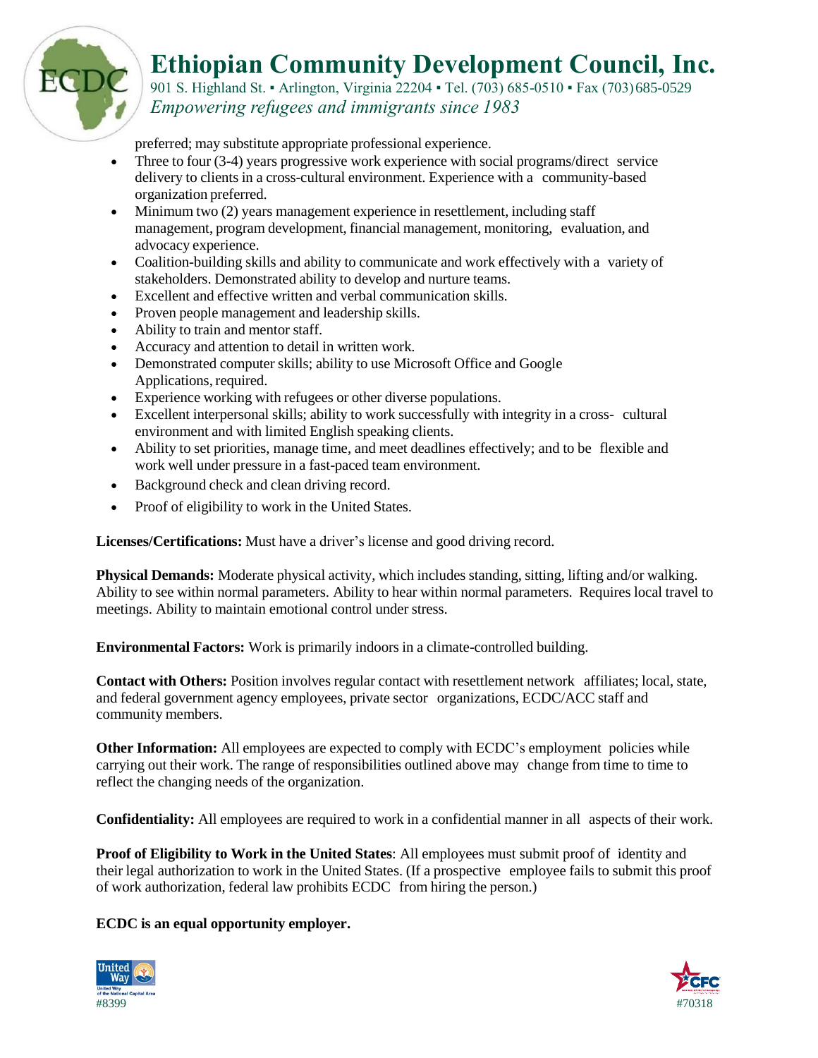preferred; may substitute appropriate professional experience.

- Three to four (3-4) years progressive work experience with social programs/direct service delivery to clients in a cross-cultural environment. Experience with a community-based organization preferred.
- Minimum two (2) years management experience in resettlement, including staff management, program development, financial management, monitoring, evaluation, and advocacy experience.
- Coalition-building skills and ability to communicate and work effectively with a variety of stakeholders. Demonstrated ability to develop and nurture teams.
- Excellent and effective written and verbal communication skills.
- Proven people management and leadership skills.
- Ability to train and mentor staff.
- Accuracy and attention to detail in written work.
- Demonstrated computer skills; ability to use Microsoft Office and Google Applications, required.
- Experience working with refugees or other diverse populations.
- Excellent interpersonal skills; ability to work successfully with integrity in a cross- cultural environment and with limited English speaking clients.
- Ability to set priorities, manage time, and meet deadlines effectively; and to be flexible and work well under pressure in a fast-paced team environment.
- Background check and clean driving record.
- Proof of eligibility to work in the United States.

**Licenses/Certifications:** Must have a driver's license and good driving record.

**Physical Demands:** Moderate physical activity, which includes standing, sitting, lifting and/or walking. Ability to see within normal parameters. Ability to hear within normal parameters. Requires local travel to meetings. Ability to maintain emotional control under stress.

**Environmental Factors:** Work is primarily indoors in a climate-controlled building.

**Contact with Others:** Position involves regular contact with resettlement network affiliates; local, state, and federal government agency employees, private sector organizations, ECDC/ACC staff and community members.

**Other Information:** All employees are expected to comply with ECDC's employment policies while carrying out their work. The range of responsibilities outlined above may change from time to time to reflect the changing needs of the organization.

**Confidentiality:** All employees are required to work in a confidential manner in all aspects of their work.

**Proof of Eligibility to Work in the United States**: All employees must submit proof of identity and their legal authorization to work in the United States. (If a prospective employee fails to submit this proof of work authorization, federal law prohibits ECDC from hiring the person.)

**ECDC is an equal opportunity employer.**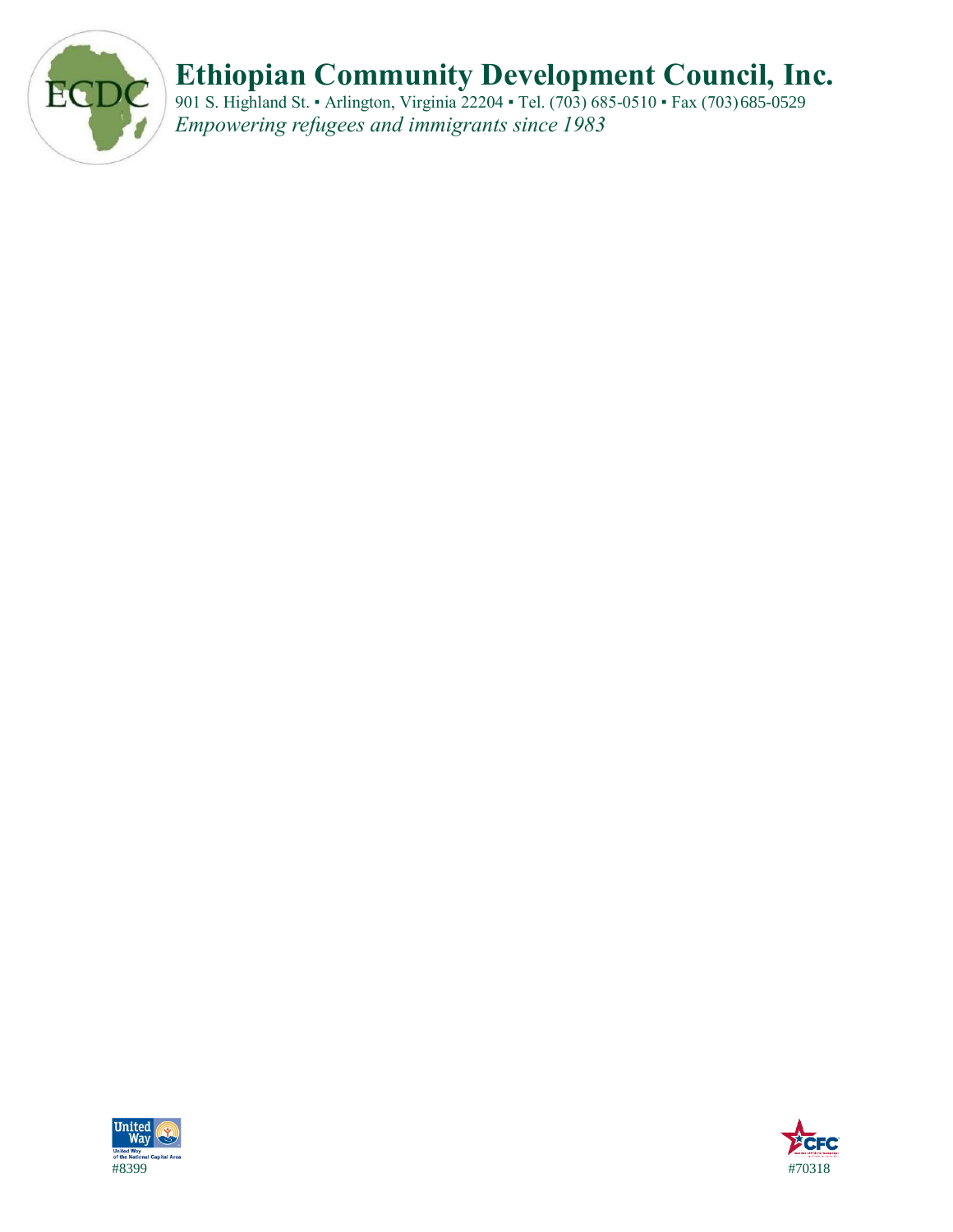# Ethiopian Community Development Council, Inc.

901 S. Highland St. ▪ Arlington, Virginia 22204 ▪ Tel. (703) 685-0510 ▪ Fax (703) 685-0529

*Empowering refugees and immigrants since 1983*

United Way of the National Capital Area
#8399

CFC
#70318